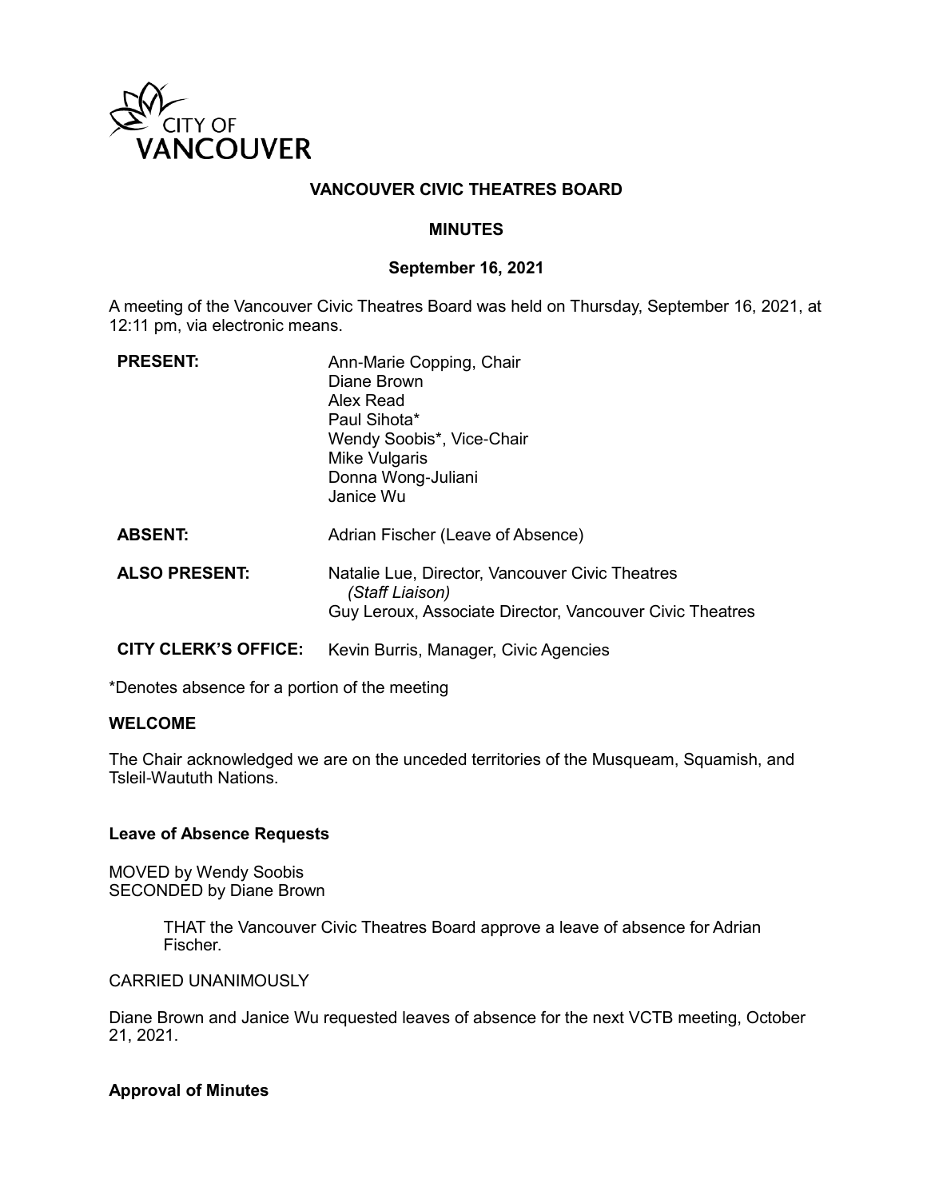# VANCOUVER CIVIC THEATRES BOARD

## MINUTES

### September 16, 2021

A meeting of the Vancouver Civic Theatres Board was held on Thursday, September 16, 2021, at 12:11 pm, via electronic means.

| | |
|---|---|
| **PRESENT:** | Ann-Marie Copping, Chair<br>Diane Brown<br>Alex Read<br>Paul Sihota*<br>Wendy Soobis*, Vice-Chair<br>Mike Vulgaris<br>Donna Wong-Juliani<br>Janice Wu |
| **ABSENT:** | Adrian Fischer (Leave of Absence) |
| **ALSO PRESENT:** | Natalie Lue, Director, Vancouver Civic Theatres *(Staff Liaison)*<br>Guy Leroux, Associate Director, Vancouver Civic Theatres |
| **CITY CLERK'S OFFICE:** | Kevin Burris, Manager, Civic Agencies |

*Denotes absence for a portion of the meeting

**WELCOME**

The Chair acknowledged we are on the unceded territories of the Musqueam, Squamish, and Tsleil-Waututh Nations.

**Leave of Absence Requests**

MOVED by Wendy Soobis
SECONDED by Diane Brown

> THAT the Vancouver Civic Theatres Board approve a leave of absence for Adrian Fischer.

CARRIED UNANIMOUSLY

Diane Brown and Janice Wu requested leaves of absence for the next VCTB meeting, October 21, 2021.

**Approval of Minutes**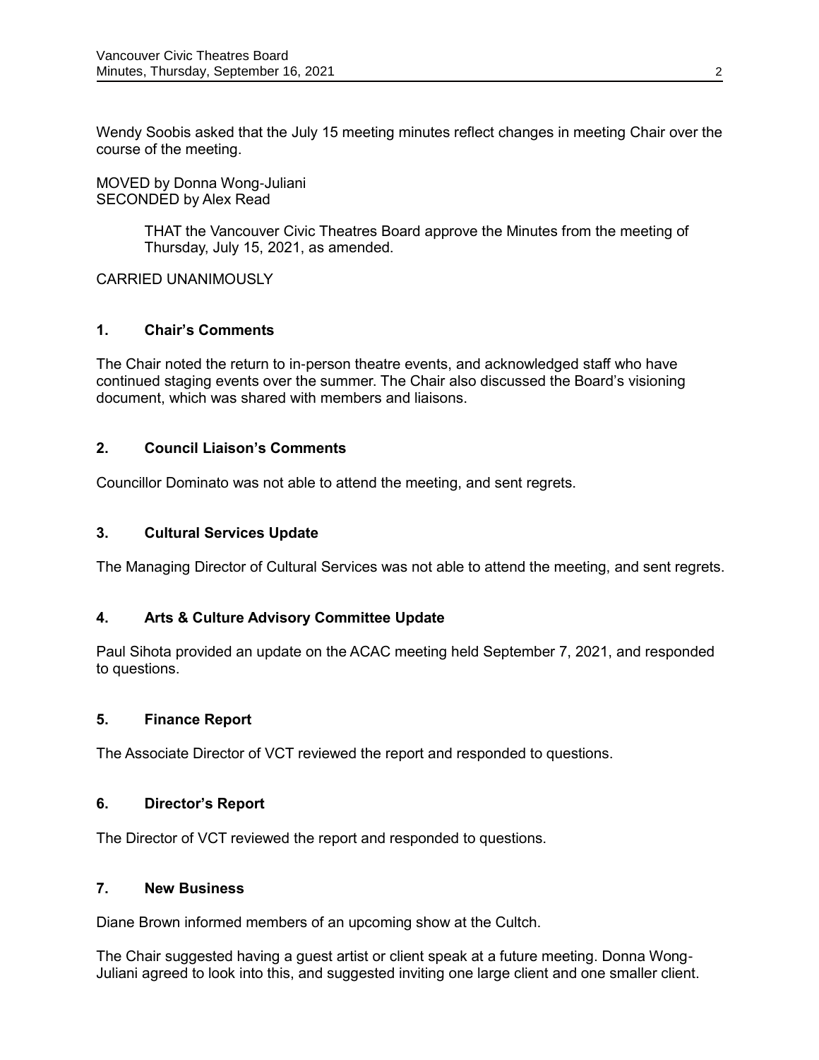Wendy Soobis asked that the July 15 meeting minutes reflect changes in meeting Chair over the course of the meeting.

MOVED by Donna Wong-Juliani
SECONDED by Alex Read

> THAT the Vancouver Civic Theatres Board approve the Minutes from the meeting of Thursday, July 15, 2021, as amended.

CARRIED UNANIMOUSLY

## 1. Chair's Comments

The Chair noted the return to in-person theatre events, and acknowledged staff who have continued staging events over the summer. The Chair also discussed the Board's visioning document, which was shared with members and liaisons.

## 2. Council Liaison's Comments

Councillor Dominato was not able to attend the meeting, and sent regrets.

## 3. Cultural Services Update

The Managing Director of Cultural Services was not able to attend the meeting, and sent regrets.

## 4. Arts & Culture Advisory Committee Update

Paul Sihota provided an update on the ACAC meeting held September 7, 2021, and responded to questions.

## 5. Finance Report

The Associate Director of VCT reviewed the report and responded to questions.

## 6. Director's Report

The Director of VCT reviewed the report and responded to questions.

## 7. New Business

Diane Brown informed members of an upcoming show at the Cultch.

The Chair suggested having a guest artist or client speak at a future meeting. Donna Wong-Juliani agreed to look into this, and suggested inviting one large client and one smaller client.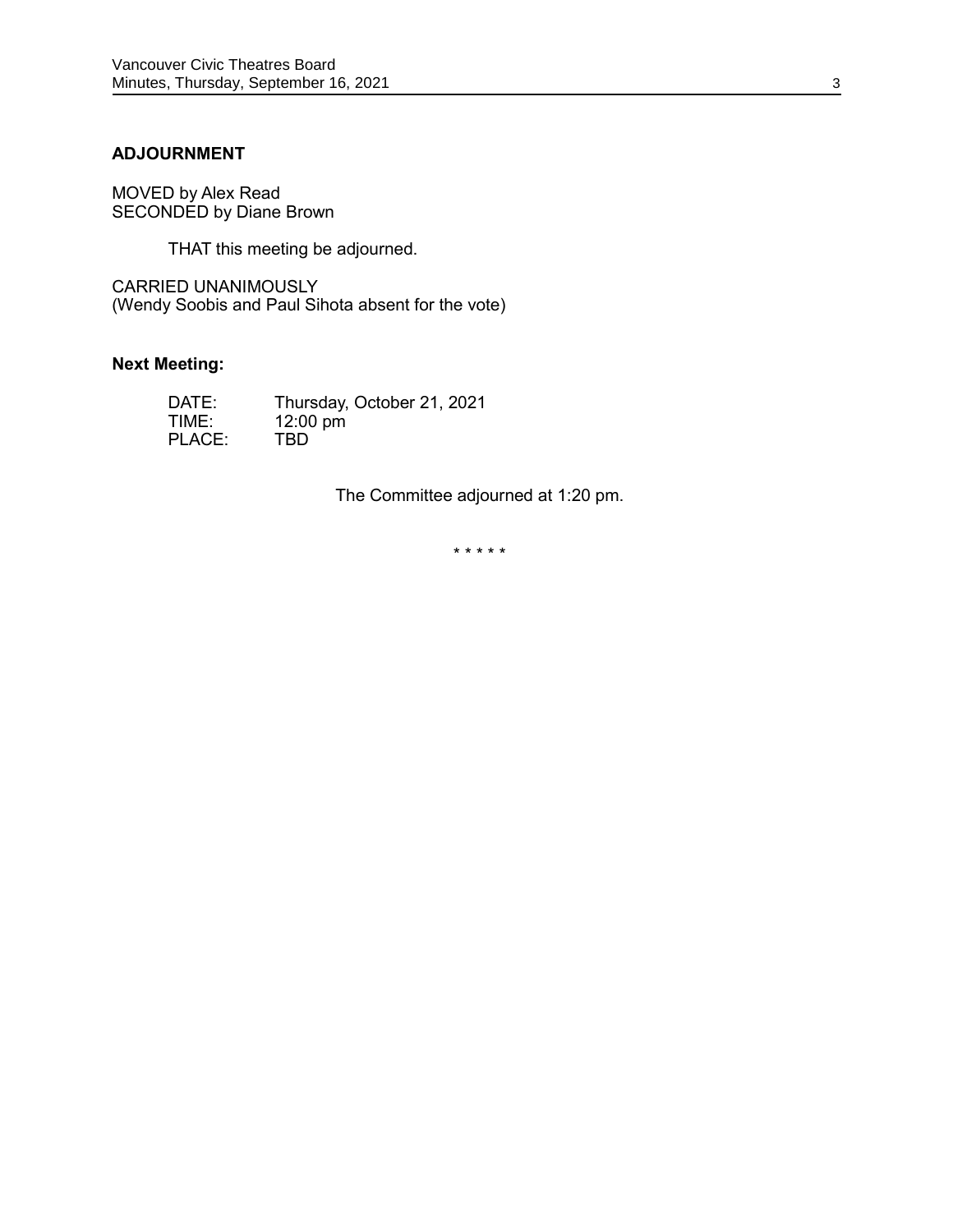**ADJOURNMENT**

MOVED by Alex Read
SECONDED by Diane Brown

THAT this meeting be adjourned.

CARRIED UNANIMOUSLY
(Wendy Soobis and Paul Sihota absent for the vote)

**Next Meeting:**

DATE: Thursday, October 21, 2021
TIME: 12:00 pm
PLACE: TBD

The Committee adjourned at 1:20 pm.

* * * * *